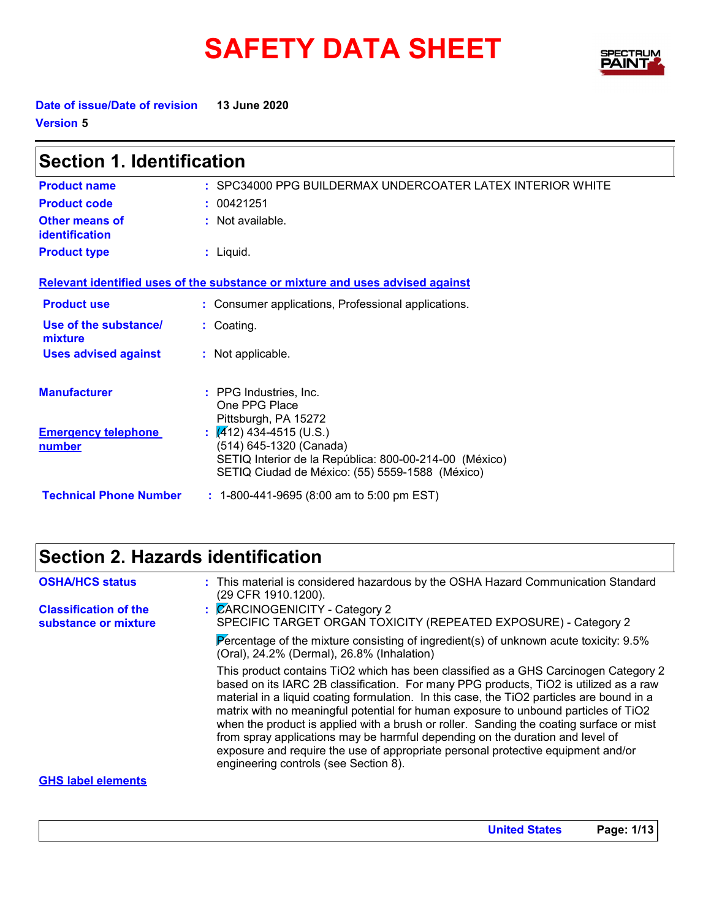# SAFETY DATA SHEET

**Date of issue/Date of revision** 13 June 2020

**Version** 5

## Section 1. Identification

| | | |
|---|---|---|
| **Product name** | : | SPC34000 PPG BUILDERMAX UNDERCOATER LATEX INTERIOR WHITE |
| **Product code** | : | 00421251 |
| **Other means of identification** | : | Not available. |
| **Product type** | : | Liquid. |

**Relevant identified uses of the substance or mixture and uses advised against**

| | | |
|---|---|---|
| **Product use** | : | Consumer applications, Professional applications. |
| **Use of the substance/ mixture** | : | Coating. |
| **Uses advised against** | : | Not applicable. |

| | | |
|---|---|---|
| **Manufacturer** | : | PPG Industries, Inc.<br>One PPG Place<br>Pittsburgh, PA 15272 |
| **Emergency telephone number** | : | (412) 434-4515 (U.S.)<br>(514) 645-1320 (Canada)<br>SETIQ Interior de la República: 800-00-214-00 (México)<br>SETIQ Ciudad de México: (55) 5559-1588 (México) |
| **Technical Phone Number** | : | 1-800-441-9695 (8:00 am to 5:00 pm EST) |

## Section 2. Hazards identification

| | | |
|---|---|---|
| **OSHA/HCS status** | : | This material is considered hazardous by the OSHA Hazard Communication Standard (29 CFR 1910.1200). |
| **Classification of the substance or mixture** | : | CARCINOGENICITY - Category 2<br>SPECIFIC TARGET ORGAN TOXICITY (REPEATED EXPOSURE) - Category 2 |

Percentage of the mixture consisting of ingredient(s) of unknown acute toxicity: 9.5% (Oral), 24.2% (Dermal), 26.8% (Inhalation)

This product contains TiO2 which has been classified as a GHS Carcinogen Category 2 based on its IARC 2B classification. For many PPG products, TiO2 is utilized as a raw material in a liquid coating formulation. In this case, the TiO2 particles are bound in a matrix with no meaningful potential for human exposure to unbound particles of TiO2 when the product is applied with a brush or roller. Sanding the coating surface or mist from spray applications may be harmful depending on the duration and level of exposure and require the use of appropriate personal protective equipment and/or engineering controls (see Section 8).

**GHS label elements**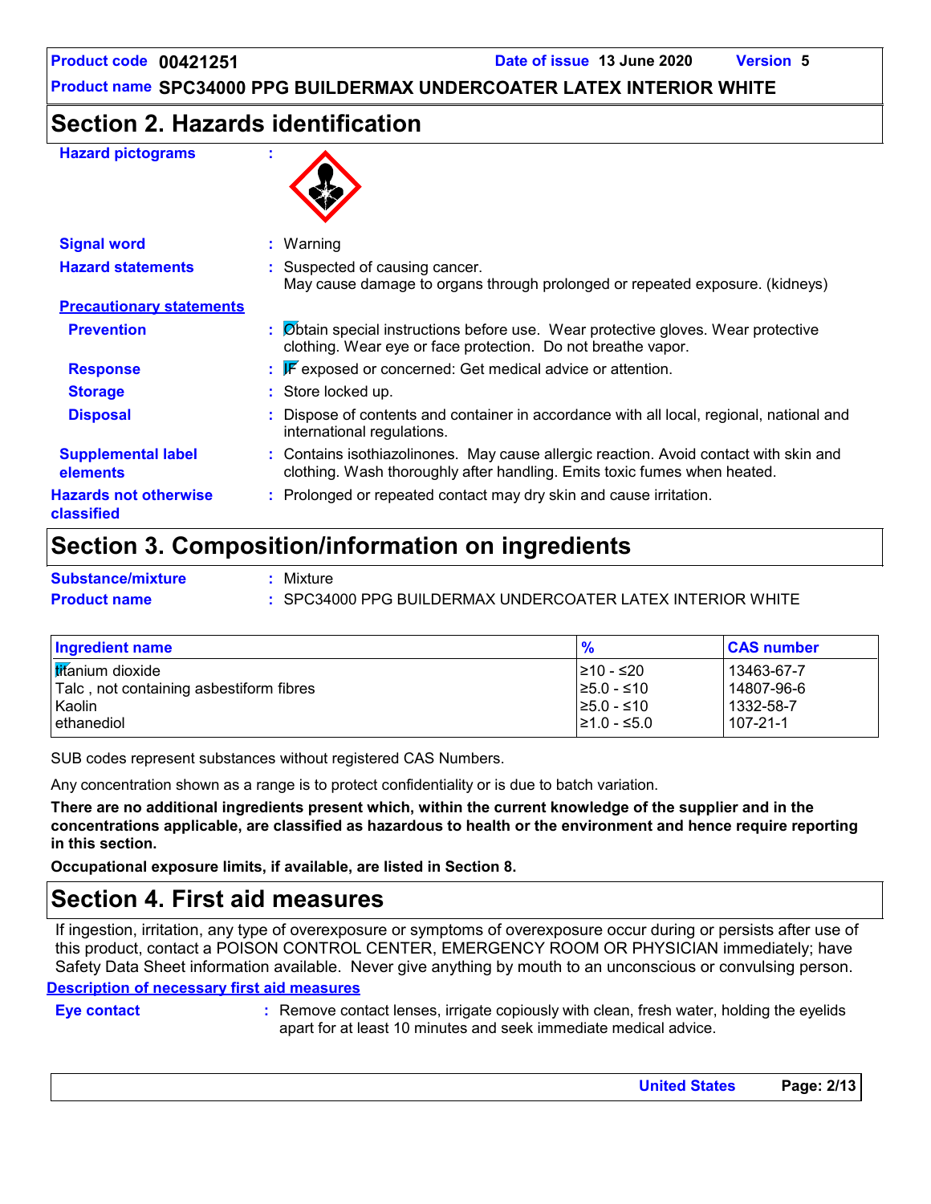## Section 2. Hazards identification

**Hazard pictograms** :

**Signal word** : Warning

**Hazard statements** : Suspected of causing cancer.
May cause damage to organs through prolonged or repeated exposure. (kidneys)

**Precautionary statements**

**Prevention** : Obtain special instructions before use. Wear protective gloves. Wear protective clothing. Wear eye or face protection. Do not breathe vapor.

**Response** : IF exposed or concerned: Get medical advice or attention.

**Storage** : Store locked up.

**Disposal** : Dispose of contents and container in accordance with all local, regional, national and international regulations.

**Supplemental label elements** : Contains isothiazolinones. May cause allergic reaction. Avoid contact with skin and clothing. Wash thoroughly after handling. Emits toxic fumes when heated.

**Hazards not otherwise classified** : Prolonged or repeated contact may dry skin and cause irritation.

## Section 3. Composition/information on ingredients

**Substance/mixture** : Mixture

**Product name** : SPC34000 PPG BUILDERMAX UNDERCOATER LATEX INTERIOR WHITE

| Ingredient name | % | CAS number |
|---|---|---|
| titanium dioxide | ≥10 - ≤20 | 13463-67-7 |
| Talc , not containing asbestiform fibres | ≥5.0 - ≤10 | 14807-96-6 |
| Kaolin | ≥5.0 - ≤10 | 1332-58-7 |
| ethanediol | ≥1.0 - ≤5.0 | 107-21-1 |

SUB codes represent substances without registered CAS Numbers.

Any concentration shown as a range is to protect confidentiality or is due to batch variation.

**There are no additional ingredients present which, within the current knowledge of the supplier and in the concentrations applicable, are classified as hazardous to health or the environment and hence require reporting in this section.**

**Occupational exposure limits, if available, are listed in Section 8.**

## Section 4. First aid measures

If ingestion, irritation, any type of overexposure or symptoms of overexposure occur during or persists after use of this product, contact a POISON CONTROL CENTER, EMERGENCY ROOM OR PHYSICIAN immediately; have Safety Data Sheet information available. Never give anything by mouth to an unconscious or convulsing person.

**Description of necessary first aid measures**

**Eye contact** : Remove contact lenses, irrigate copiously with clean, fresh water, holding the eyelids apart for at least 10 minutes and seek immediate medical advice.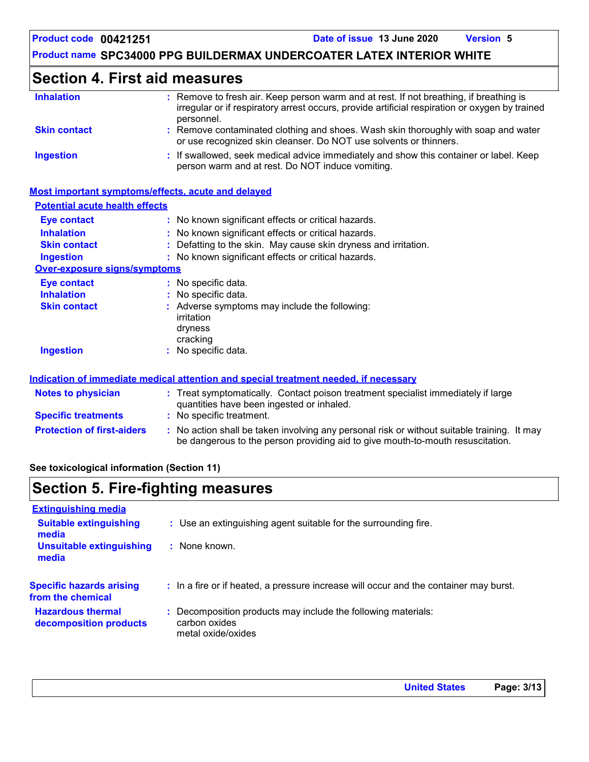## Section 4. First aid measures

**Inhalation** : Remove to fresh air. Keep person warm and at rest. If not breathing, if breathing is irregular or if respiratory arrest occurs, provide artificial respiration or oxygen by trained personnel.

**Skin contact** : Remove contaminated clothing and shoes. Wash skin thoroughly with soap and water or use recognized skin cleanser. Do NOT use solvents or thinners.

**Ingestion** : If swallowed, seek medical advice immediately and show this container or label. Keep person warm and at rest. Do NOT induce vomiting.

### Most important symptoms/effects, acute and delayed

#### Potential acute health effects

**Eye contact** : No known significant effects or critical hazards.

**Inhalation** : No known significant effects or critical hazards.

**Skin contact** : Defatting to the skin. May cause skin dryness and irritation.

**Ingestion** : No known significant effects or critical hazards.

#### Over-exposure signs/symptoms

**Eye contact** : No specific data.

**Inhalation** : No specific data.

**Skin contact** : Adverse symptoms may include the following:
irritation
dryness
cracking

**Ingestion** : No specific data.

### Indication of immediate medical attention and special treatment needed, if necessary

**Notes to physician** : Treat symptomatically. Contact poison treatment specialist immediately if large quantities have been ingested or inhaled.

**Specific treatments** : No specific treatment.

**Protection of first-aiders** : No action shall be taken involving any personal risk or without suitable training. It may be dangerous to the person providing aid to give mouth-to-mouth resuscitation.

**See toxicological information (Section 11)**

## Section 5. Fire-fighting measures

### Extinguishing media

**Suitable extinguishing media** : Use an extinguishing agent suitable for the surrounding fire.

**Unsuitable extinguishing media** : None known.

**Specific hazards arising from the chemical** : In a fire or if heated, a pressure increase will occur and the container may burst.

**Hazardous thermal decomposition products** : Decomposition products may include the following materials:
carbon oxides
metal oxide/oxides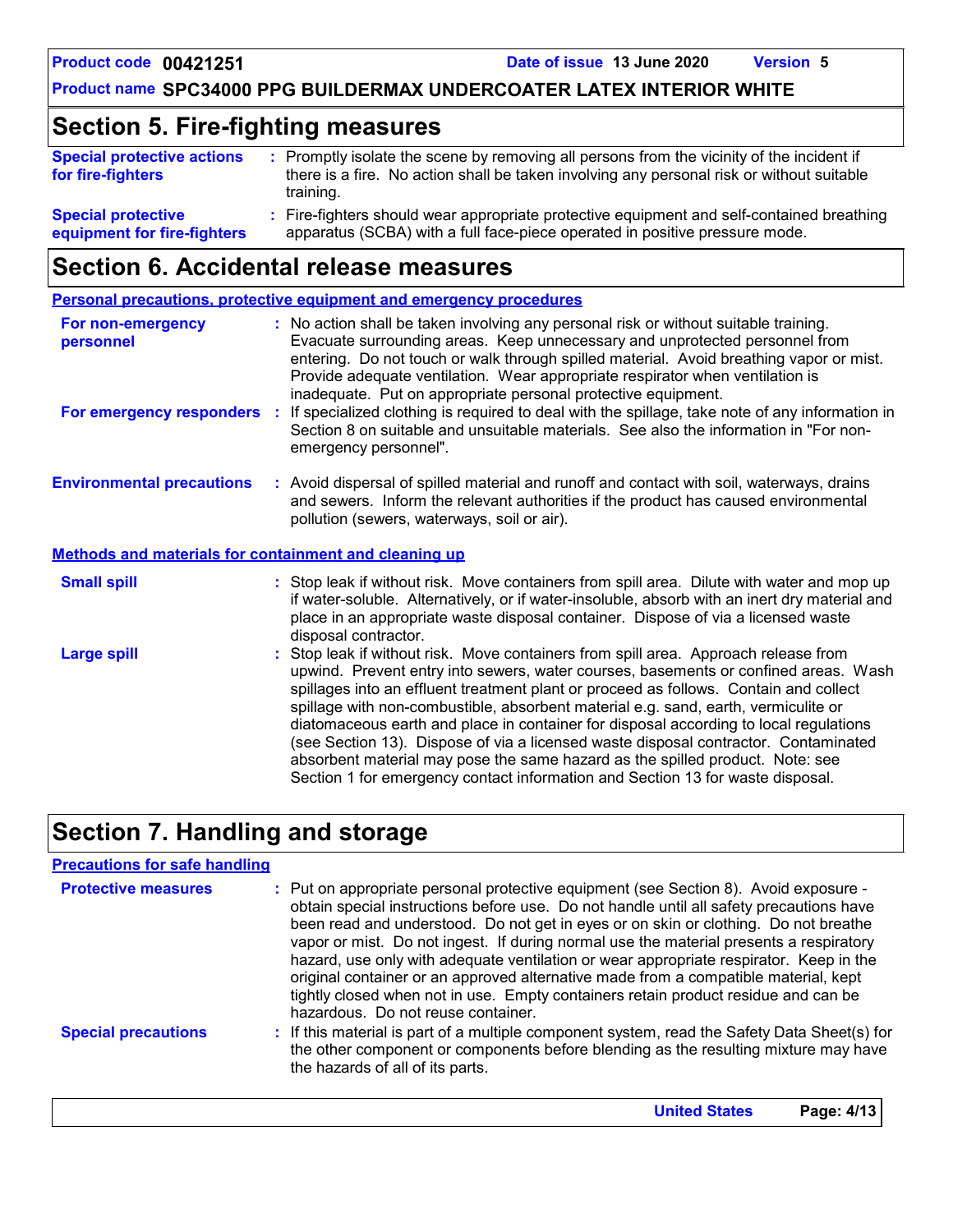## Section 5. Fire-fighting measures

**Special protective actions for fire-fighters** : Promptly isolate the scene by removing all persons from the vicinity of the incident if there is a fire. No action shall be taken involving any personal risk or without suitable training.

**Special protective equipment for fire-fighters** : Fire-fighters should wear appropriate protective equipment and self-contained breathing apparatus (SCBA) with a full face-piece operated in positive pressure mode.

## Section 6. Accidental release measures

### Personal precautions, protective equipment and emergency procedures

**For non-emergency personnel** : No action shall be taken involving any personal risk or without suitable training. Evacuate surrounding areas. Keep unnecessary and unprotected personnel from entering. Do not touch or walk through spilled material. Avoid breathing vapor or mist. Provide adequate ventilation. Wear appropriate respirator when ventilation is inadequate. Put on appropriate personal protective equipment.

**For emergency responders** : If specialized clothing is required to deal with the spillage, take note of any information in Section 8 on suitable and unsuitable materials. See also the information in "For non-emergency personnel".

**Environmental precautions** : Avoid dispersal of spilled material and runoff and contact with soil, waterways, drains and sewers. Inform the relevant authorities if the product has caused environmental pollution (sewers, waterways, soil or air).

### Methods and materials for containment and cleaning up

**Small spill** : Stop leak if without risk. Move containers from spill area. Dilute with water and mop up if water-soluble. Alternatively, or if water-insoluble, absorb with an inert dry material and place in an appropriate waste disposal container. Dispose of via a licensed waste disposal contractor.

**Large spill** : Stop leak if without risk. Move containers from spill area. Approach release from upwind. Prevent entry into sewers, water courses, basements or confined areas. Wash spillages into an effluent treatment plant or proceed as follows. Contain and collect spillage with non-combustible, absorbent material e.g. sand, earth, vermiculite or diatomaceous earth and place in container for disposal according to local regulations (see Section 13). Dispose of via a licensed waste disposal contractor. Contaminated absorbent material may pose the same hazard as the spilled product. Note: see Section 1 for emergency contact information and Section 13 for waste disposal.

## Section 7. Handling and storage

### Precautions for safe handling

**Protective measures** : Put on appropriate personal protective equipment (see Section 8). Avoid exposure - obtain special instructions before use. Do not handle until all safety precautions have been read and understood. Do not get in eyes or on skin or clothing. Do not breathe vapor or mist. Do not ingest. If during normal use the material presents a respiratory hazard, use only with adequate ventilation or wear appropriate respirator. Keep in the original container or an approved alternative made from a compatible material, kept tightly closed when not in use. Empty containers retain product residue and can be hazardous. Do not reuse container.

**Special precautions** : If this material is part of a multiple component system, read the Safety Data Sheet(s) for the other component or components before blending as the resulting mixture may have the hazards of all of its parts.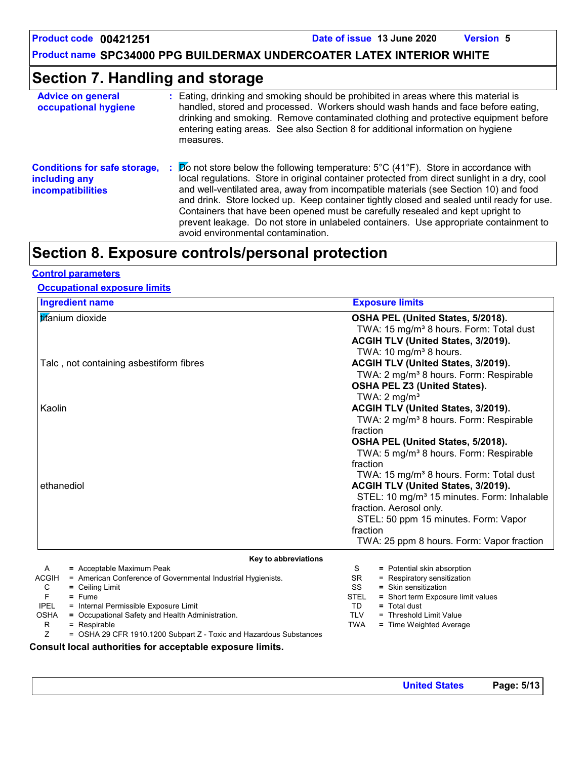## Section 7. Handling and storage

**Advice on general occupational hygiene** : Eating, drinking and smoking should be prohibited in areas where this material is handled, stored and processed. Workers should wash hands and face before eating, drinking and smoking. Remove contaminated clothing and protective equipment before entering eating areas. See also Section 8 for additional information on hygiene measures.

**Conditions for safe storage, including any incompatibilities** : Do not store below the following temperature: 5°C (41°F). Store in accordance with local regulations. Store in original container protected from direct sunlight in a dry, cool and well-ventilated area, away from incompatible materials (see Section 10) and food and drink. Store locked up. Keep container tightly closed and sealed until ready for use. Containers that have been opened must be carefully resealed and kept upright to prevent leakage. Do not store in unlabeled containers. Use appropriate containment to avoid environmental contamination.

## Section 8. Exposure controls/personal protection

### Control parameters

#### Occupational exposure limits

| Ingredient name | Exposure limits |
|---|---|
| titanium dioxide | **OSHA PEL (United States, 5/2018).**<br>TWA: 15 mg/m³ 8 hours. Form: Total dust<br>**ACGIH TLV (United States, 3/2019).**<br>TWA: 10 mg/m³ 8 hours. |
| Talc , not containing asbestiform fibres | **ACGIH TLV (United States, 3/2019).**<br>TWA: 2 mg/m³ 8 hours. Form: Respirable<br>**OSHA PEL Z3 (United States).**<br>TWA: 2 mg/m³ |
| Kaolin | **ACGIH TLV (United States, 3/2019).**<br>TWA: 2 mg/m³ 8 hours. Form: Respirable fraction<br>**OSHA PEL (United States, 5/2018).**<br>TWA: 5 mg/m³ 8 hours. Form: Respirable fraction<br>TWA: 15 mg/m³ 8 hours. Form: Total dust |
| ethanediol | **ACGIH TLV (United States, 3/2019).**<br>STEL: 10 mg/m³ 15 minutes. Form: Inhalable fraction. Aerosol only.<br>STEL: 50 ppm 15 minutes. Form: Vapor fraction<br>TWA: 25 ppm 8 hours. Form: Vapor fraction |

**Key to abbreviations**

| | | | |
|---|---|---|---|
| A | = Acceptable Maximum Peak | S | = Potential skin absorption |
| ACGIH | = American Conference of Governmental Industrial Hygienists. | SR | = Respiratory sensitization |
| C | = Ceiling Limit | SS | = Skin sensitization |
| F | = Fume | STEL | = Short term Exposure limit values |
| IPEL | = Internal Permissible Exposure Limit | TD | = Total dust |
| OSHA | = Occupational Safety and Health Administration. | TLV | = Threshold Limit Value |
| R | = Respirable | TWA | = Time Weighted Average |
| Z | = OSHA 29 CFR 1910.1200 Subpart Z - Toxic and Hazardous Substances | | |

**Consult local authorities for acceptable exposure limits.**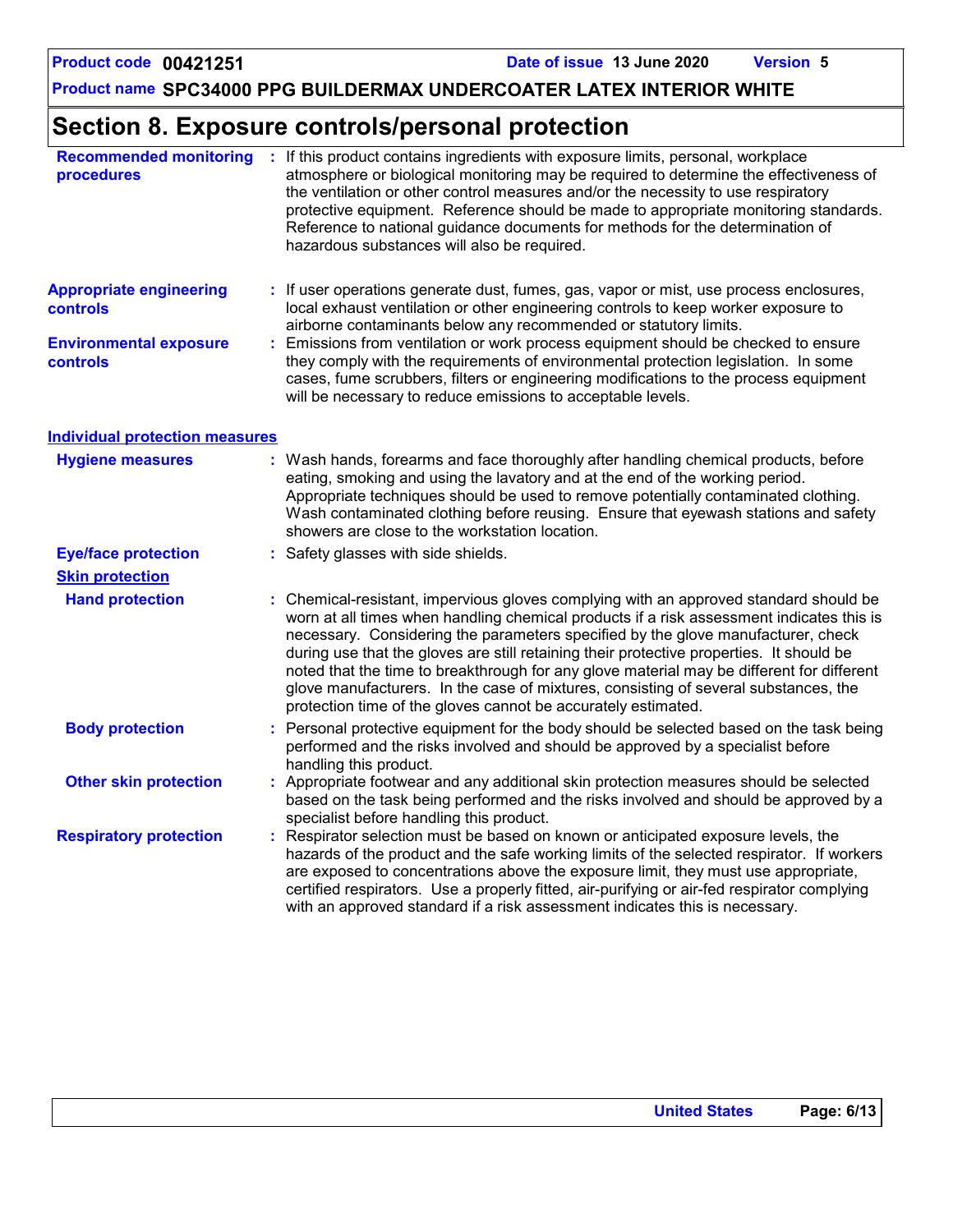## Section 8. Exposure controls/personal protection

**Recommended monitoring procedures** : If this product contains ingredients with exposure limits, personal, workplace atmosphere or biological monitoring may be required to determine the effectiveness of the ventilation or other control measures and/or the necessity to use respiratory protective equipment. Reference should be made to appropriate monitoring standards. Reference to national guidance documents for methods for the determination of hazardous substances will also be required.

**Appropriate engineering controls** : If user operations generate dust, fumes, gas, vapor or mist, use process enclosures, local exhaust ventilation or other engineering controls to keep worker exposure to airborne contaminants below any recommended or statutory limits.

**Environmental exposure controls** : Emissions from ventilation or work process equipment should be checked to ensure they comply with the requirements of environmental protection legislation. In some cases, fume scrubbers, filters or engineering modifications to the process equipment will be necessary to reduce emissions to acceptable levels.

### Individual protection measures

**Hygiene measures** : Wash hands, forearms and face thoroughly after handling chemical products, before eating, smoking and using the lavatory and at the end of the working period. Appropriate techniques should be used to remove potentially contaminated clothing. Wash contaminated clothing before reusing. Ensure that eyewash stations and safety showers are close to the workstation location.

**Eye/face protection** : Safety glasses with side shields.

**Skin protection**

**Hand protection** : Chemical-resistant, impervious gloves complying with an approved standard should be worn at all times when handling chemical products if a risk assessment indicates this is necessary. Considering the parameters specified by the glove manufacturer, check during use that the gloves are still retaining their protective properties. It should be noted that the time to breakthrough for any glove material may be different for different glove manufacturers. In the case of mixtures, consisting of several substances, the protection time of the gloves cannot be accurately estimated.

**Body protection** : Personal protective equipment for the body should be selected based on the task being performed and the risks involved and should be approved by a specialist before handling this product.

**Other skin protection** : Appropriate footwear and any additional skin protection measures should be selected based on the task being performed and the risks involved and should be approved by a specialist before handling this product.

**Respiratory protection** : Respirator selection must be based on known or anticipated exposure levels, the hazards of the product and the safe working limits of the selected respirator. If workers are exposed to concentrations above the exposure limit, they must use appropriate, certified respirators. Use a properly fitted, air-purifying or air-fed respirator complying with an approved standard if a risk assessment indicates this is necessary.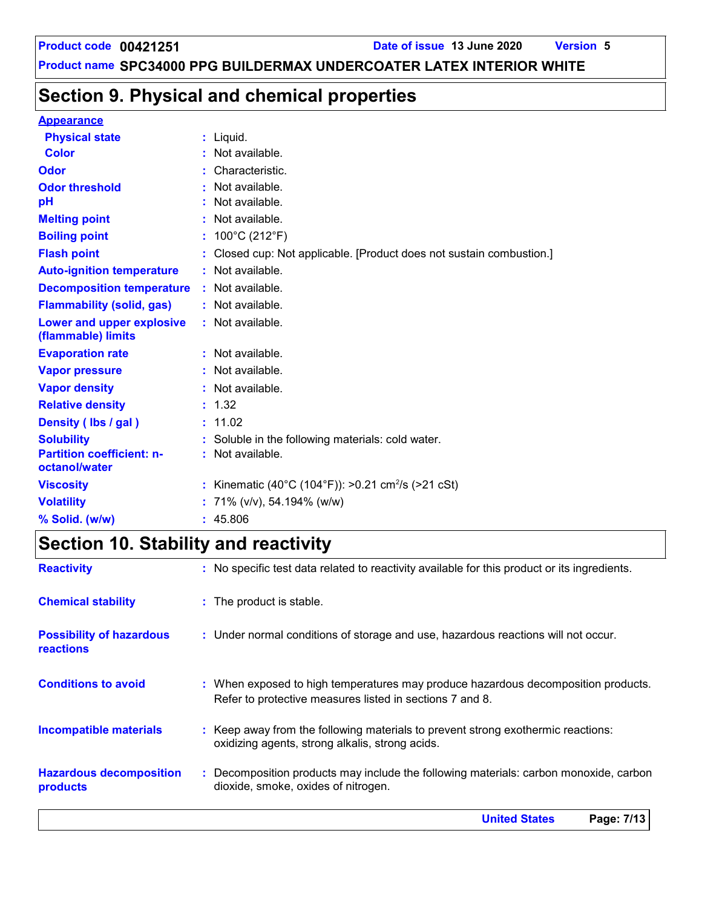## Section 9. Physical and chemical properties

**Appearance**

| Property | Value |
| --- | --- |
| Physical state | Liquid. |
| Color | Not available. |
| Odor | Characteristic. |
| Odor threshold | Not available. |
| pH | Not available. |
| Melting point | Not available. |
| Boiling point | 100°C (212°F) |
| Flash point | Closed cup: Not applicable. [Product does not sustain combustion.] |
| Auto-ignition temperature | Not available. |
| Decomposition temperature | Not available. |
| Flammability (solid, gas) | Not available. |
| Lower and upper explosive (flammable) limits | Not available. |
| Evaporation rate | Not available. |
| Vapor pressure | Not available. |
| Vapor density | Not available. |
| Relative density | 1.32 |
| Density ( lbs / gal ) | 11.02 |
| Solubility | Soluble in the following materials: cold water. |
| Partition coefficient: n-octanol/water | Not available. |
| Viscosity | Kinematic (40°C (104°F)): >0.21 $cm^2/s$ (>21 cSt) |
| Volatility | 71% (v/v), 54.194% (w/w) |
| % Solid. (w/w) | 45.806 |

## Section 10. Stability and reactivity

| Property | Value |
| --- | --- |
| Reactivity | No specific test data related to reactivity available for this product or its ingredients. |
| Chemical stability | The product is stable. |
| Possibility of hazardous reactions | Under normal conditions of storage and use, hazardous reactions will not occur. |
| Conditions to avoid | When exposed to high temperatures may produce hazardous decomposition products. Refer to protective measures listed in sections 7 and 8. |
| Incompatible materials | Keep away from the following materials to prevent strong exothermic reactions: oxidizing agents, strong alkalis, strong acids. |
| Hazardous decomposition products | Decomposition products may include the following materials: carbon monoxide, carbon dioxide, smoke, oxides of nitrogen. |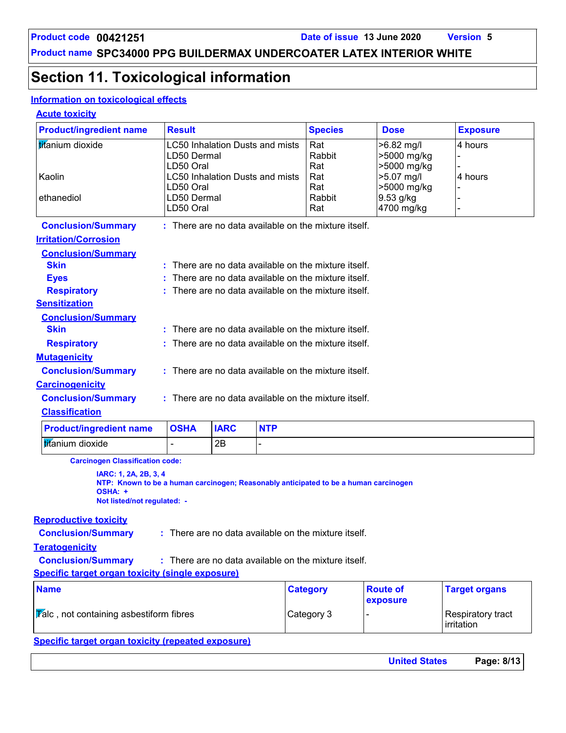## Section 11. Toxicological information

### Information on toxicological effects

#### Acute toxicity

| Product/ingredient name | Result | Species | Dose | Exposure |
|---|---|---|---|---|
| titanium dioxide | LC50 Inhalation Dusts and mists | Rat | >6.82 mg/l | 4 hours |
| | LD50 Dermal | Rabbit | >5000 mg/kg | - |
| | LD50 Oral | Rat | >5000 mg/kg | - |
| Kaolin | LC50 Inhalation Dusts and mists | Rat | >5.07 mg/l | 4 hours |
| | LD50 Oral | Rat | >5000 mg/kg | - |
| ethanediol | LD50 Dermal | Rabbit | 9.53 g/kg | - |
| | LD50 Oral | Rat | 4700 mg/kg | - |

**Conclusion/Summary** : There are no data available on the mixture itself.

#### Irritation/Corrosion

**Conclusion/Summary**

**Skin** : There are no data available on the mixture itself.

**Eyes** : There are no data available on the mixture itself.

**Respiratory** : There are no data available on the mixture itself.

#### Sensitization

**Conclusion/Summary**

**Skin** : There are no data available on the mixture itself.

**Respiratory** : There are no data available on the mixture itself.

#### Mutagenicity

**Conclusion/Summary** : There are no data available on the mixture itself.

#### Carcinogenicity

**Conclusion/Summary** : There are no data available on the mixture itself.

**Classification**

| Product/ingredient name | OSHA | IARC | NTP |
|---|---|---|---|
| titanium dioxide | - | 2B | - |

**Carcinogen Classification code:**

**IARC: 1, 2A, 2B, 3, 4**
**NTP: Known to be a human carcinogen; Reasonably anticipated to be a human carcinogen**
**OSHA: +**
**Not listed/not regulated: -**

#### Reproductive toxicity

**Conclusion/Summary** : There are no data available on the mixture itself.

#### Teratogenicity

**Conclusion/Summary** : There are no data available on the mixture itself.

#### Specific target organ toxicity (single exposure)

| Name | Category | Route of exposure | Target organs |
|---|---|---|---|
| Talc , not containing asbestiform fibres | Category 3 | - | Respiratory tract irritation |

#### Specific target organ toxicity (repeated exposure)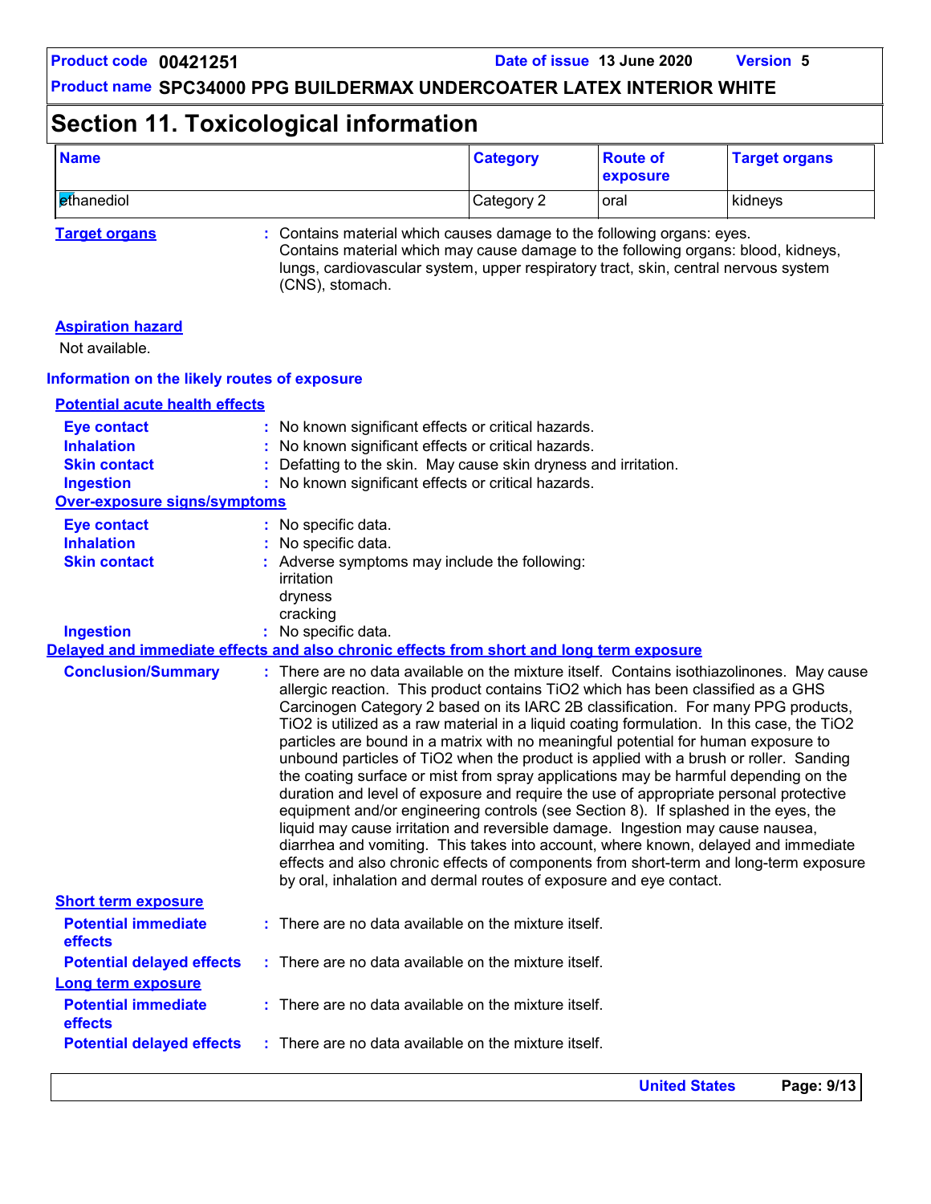## Section 11. Toxicological information

| Name | Category | Route of exposure | Target organs |
|---|---|---|---|
| ethanediol | Category 2 | oral | kidneys |

**Target organs** : Contains material which causes damage to the following organs: eyes. Contains material which may cause damage to the following organs: blood, kidneys, lungs, cardiovascular system, upper respiratory tract, skin, central nervous system (CNS), stomach.

**Aspiration hazard**

Not available.

### Information on the likely routes of exposure

**Potential acute health effects**

- **Eye contact** : No known significant effects or critical hazards.
- **Inhalation** : No known significant effects or critical hazards.
- **Skin contact** : Defatting to the skin. May cause skin dryness and irritation.
- **Ingestion** : No known significant effects or critical hazards.

**Over-exposure signs/symptoms**

- **Eye contact** : No specific data.
- **Inhalation** : No specific data.
- **Skin contact** : Adverse symptoms may include the following:
  irritation
  dryness
  cracking
- **Ingestion** : No specific data.

**Delayed and immediate effects and also chronic effects from short and long term exposure**

**Conclusion/Summary** : There are no data available on the mixture itself. Contains isothiazolinones. May cause allergic reaction. This product contains $TiO_2$ which has been classified as a GHS Carcinogen Category 2 based on its IARC 2B classification. For many PPG products, $TiO_2$ is utilized as a raw material in a liquid coating formulation. In this case, the $TiO_2$ particles are bound in a matrix with no meaningful potential for human exposure to unbound particles of $TiO_2$ when the product is applied with a brush or roller. Sanding the coating surface or mist from spray applications may be harmful depending on the duration and level of exposure and require the use of appropriate personal protective equipment and/or engineering controls (see Section 8). If splashed in the eyes, the liquid may cause irritation and reversible damage. Ingestion may cause nausea, diarrhea and vomiting. This takes into account, where known, delayed and immediate effects and also chronic effects of components from short-term and long-term exposure by oral, inhalation and dermal routes of exposure and eye contact.

**Short term exposure**

- **Potential immediate effects** : There are no data available on the mixture itself.
- **Potential delayed effects** : There are no data available on the mixture itself.

**Long term exposure**

- **Potential immediate effects** : There are no data available on the mixture itself.
- **Potential delayed effects** : There are no data available on the mixture itself.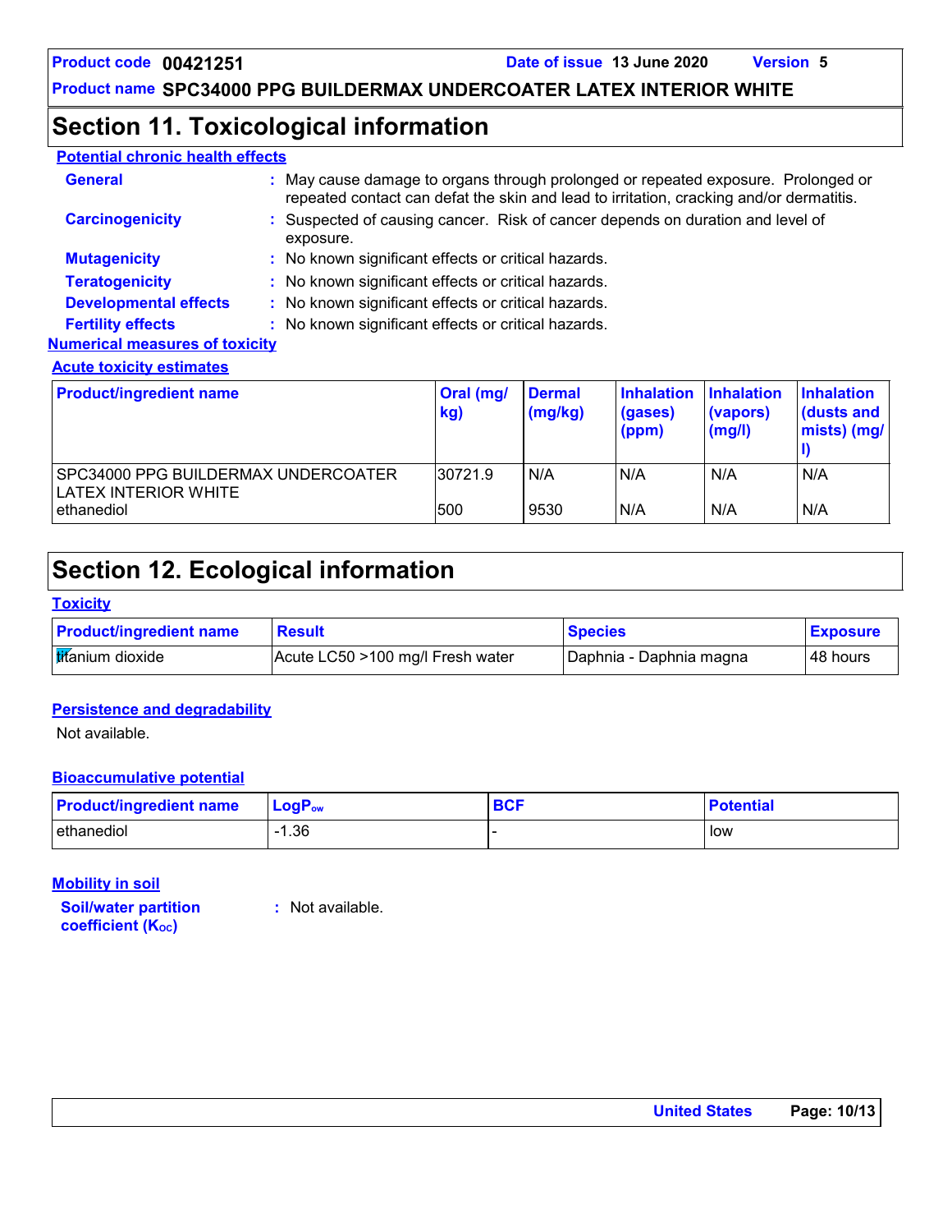# Section 11. Toxicological information

**Potential chronic health effects**

**General** : May cause damage to organs through prolonged or repeated exposure. Prolonged or repeated contact can defat the skin and lead to irritation, cracking and/or dermatitis.

**Carcinogenicity** : Suspected of causing cancer. Risk of cancer depends on duration and level of exposure.

**Mutagenicity** : No known significant effects or critical hazards.

**Teratogenicity** : No known significant effects or critical hazards.

**Developmental effects** : No known significant effects or critical hazards.

**Fertility effects** : No known significant effects or critical hazards.

**Numerical measures of toxicity**

**Acute toxicity estimates**

| Product/ingredient name | Oral (mg/kg) | Dermal (mg/kg) | Inhalation (gases) (ppm) | Inhalation (vapors) (mg/l) | Inhalation (dusts and mists) (mg/l) |
|---|---|---|---|---|---|
| SPC34000 PPG BUILDERMAX UNDERCOATER LATEX INTERIOR WHITE | 30721.9 | N/A | N/A | N/A | N/A |
| ethanediol | 500 | 9530 | N/A | N/A | N/A |

# Section 12. Ecological information

**Toxicity**

| Product/ingredient name | Result | Species | Exposure |
|---|---|---|---|
| titanium dioxide | Acute LC50 >100 mg/l Fresh water | Daphnia - Daphnia magna | 48 hours |

**Persistence and degradability**

Not available.

**Bioaccumulative potential**

| Product/ingredient name | $LogP_{ow}$ | BCF | Potential |
|---|---|---|---|
| ethanediol | -1.36 | - | low |

**Mobility in soil**

**Soil/water partition coefficient ($K_{OC}$)** : Not available.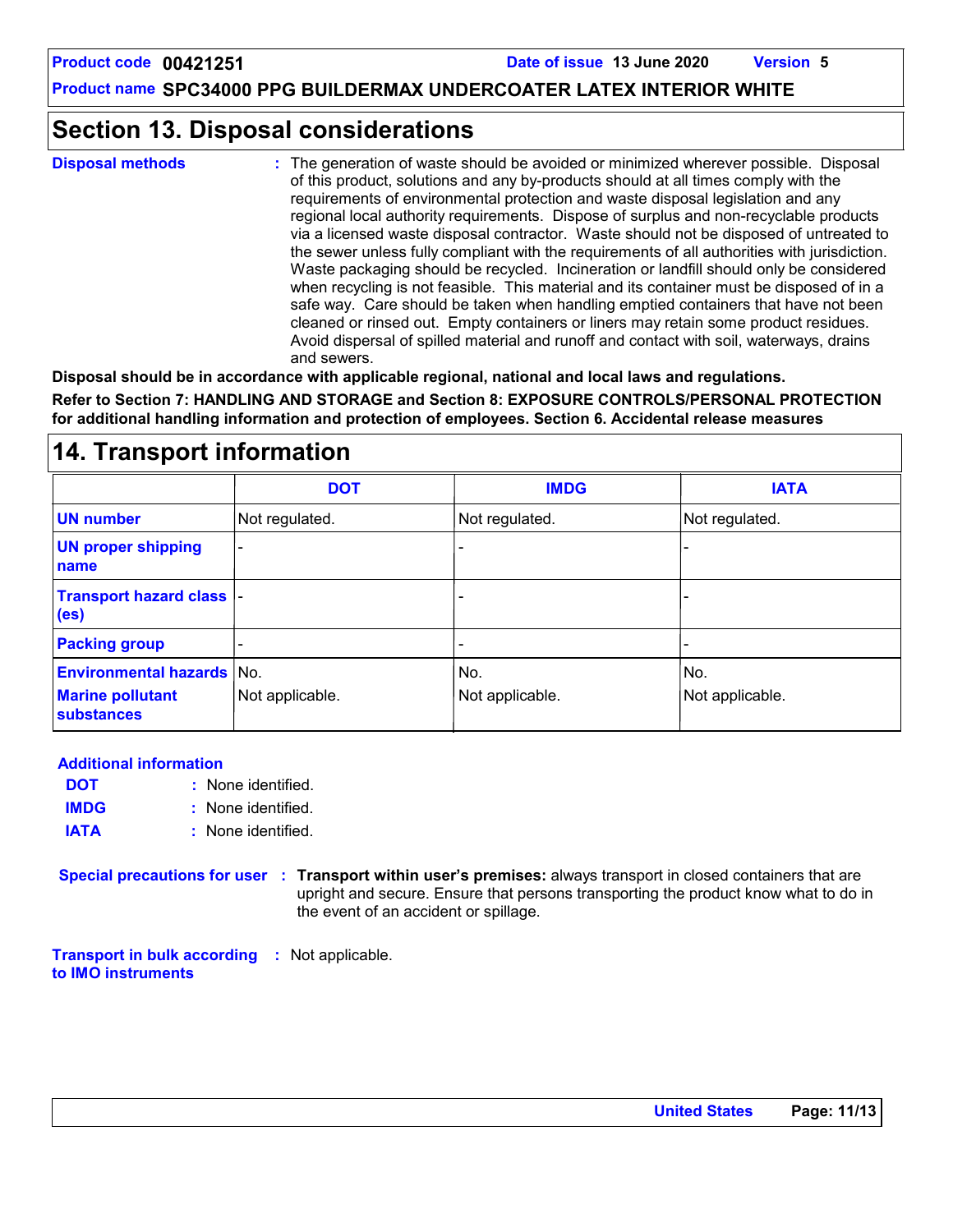## Section 13. Disposal considerations

**Disposal methods** : The generation of waste should be avoided or minimized wherever possible. Disposal of this product, solutions and any by-products should at all times comply with the requirements of environmental protection and waste disposal legislation and any regional local authority requirements. Dispose of surplus and non-recyclable products via a licensed waste disposal contractor. Waste should not be disposed of untreated to the sewer unless fully compliant with the requirements of all authorities with jurisdiction. Waste packaging should be recycled. Incineration or landfill should only be considered when recycling is not feasible. This material and its container must be disposed of in a safe way. Care should be taken when handling emptied containers that have not been cleaned or rinsed out. Empty containers or liners may retain some product residues. Avoid dispersal of spilled material and runoff and contact with soil, waterways, drains and sewers.

**Disposal should be in accordance with applicable regional, national and local laws and regulations.**

**Refer to Section 7: HANDLING AND STORAGE and Section 8: EXPOSURE CONTROLS/PERSONAL PROTECTION for additional handling information and protection of employees. Section 6. Accidental release measures**

## 14. Transport information

| | DOT | IMDG | IATA |
|---|---|---|---|
| **UN number** | Not regulated. | Not regulated. | Not regulated. |
| **UN proper shipping name** | - | - | - |
| **Transport hazard class (es)** | - | - | - |
| **Packing group** | - | - | - |
| **Environmental hazards** | No. | No. | No. |
| **Marine pollutant substances** | Not applicable. | Not applicable. | Not applicable. |

**Additional information**

**DOT** : None identified.

**IMDG** : None identified.

**IATA** : None identified.

**Special precautions for user** : **Transport within user's premises:** always transport in closed containers that are upright and secure. Ensure that persons transporting the product know what to do in the event of an accident or spillage.

**Transport in bulk according to IMO instruments** : Not applicable.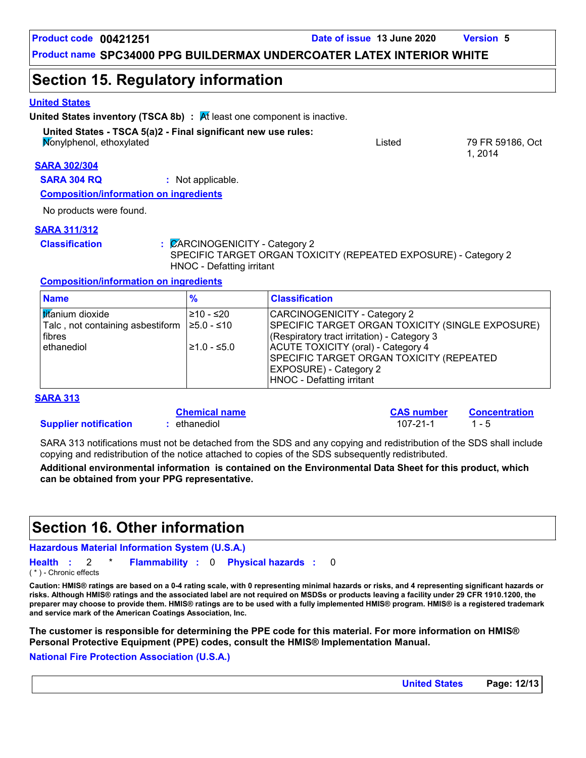## Section 15. Regulatory information

**United States**

**United States inventory (TSCA 8b)** : At least one component is inactive.

**United States - TSCA 5(a)2 - Final significant new use rules:**

| | | |
|---|---|---|
| Nonylphenol, ethoxylated | Listed | 79 FR 59186, Oct 1, 2014 |

**SARA 302/304**

**SARA 304 RQ** : Not applicable.

**Composition/information on ingredients**

No products were found.

**SARA 311/312**

**Classification** : CARCINOGENICITY - Category 2
SPECIFIC TARGET ORGAN TOXICITY (REPEATED EXPOSURE) - Category 2
HNOC - Defatting irritant

**Composition/information on ingredients**

| Name | % | Classification |
|---|---|---|
| titanium dioxide | ≥10 - ≤20 | CARCINOGENICITY - Category 2 |
| Talc , not containing asbestiform fibres | ≥5.0 - ≤10 | SPECIFIC TARGET ORGAN TOXICITY (SINGLE EXPOSURE) (Respiratory tract irritation) - Category 3 |
| ethanediol | ≥1.0 - ≤5.0 | ACUTE TOXICITY (oral) - Category 4<br>SPECIFIC TARGET ORGAN TOXICITY (REPEATED EXPOSURE) - Category 2<br>HNOC - Defatting irritant |

**SARA 313**

| | Chemical name | CAS number | Concentration |
|---|---|---|---|
| **Supplier notification** | ethanediol | 107-21-1 | 1 - 5 |

SARA 313 notifications must not be detached from the SDS and any copying and redistribution of the SDS shall include copying and redistribution of the notice attached to copies of the SDS subsequently redistributed.

**Additional environmental information is contained on the Environmental Data Sheet for this product, which can be obtained from your PPG representative.**

## Section 16. Other information

**Hazardous Material Information System (U.S.A.)**

**Health** : 2 * **Flammability** : 0 **Physical hazards** : 0

( * ) - Chronic effects

**Caution: HMIS® ratings are based on a 0-4 rating scale, with 0 representing minimal hazards or risks, and 4 representing significant hazards or risks. Although HMIS® ratings and the associated label are not required on MSDSs or products leaving a facility under 29 CFR 1910.1200, the preparer may choose to provide them. HMIS® ratings are to be used with a fully implemented HMIS® program. HMIS® is a registered trademark and service mark of the American Coatings Association, Inc.**

**The customer is responsible for determining the PPE code for this material. For more information on HMIS® Personal Protective Equipment (PPE) codes, consult the HMIS® Implementation Manual.**

**National Fire Protection Association (U.S.A.)**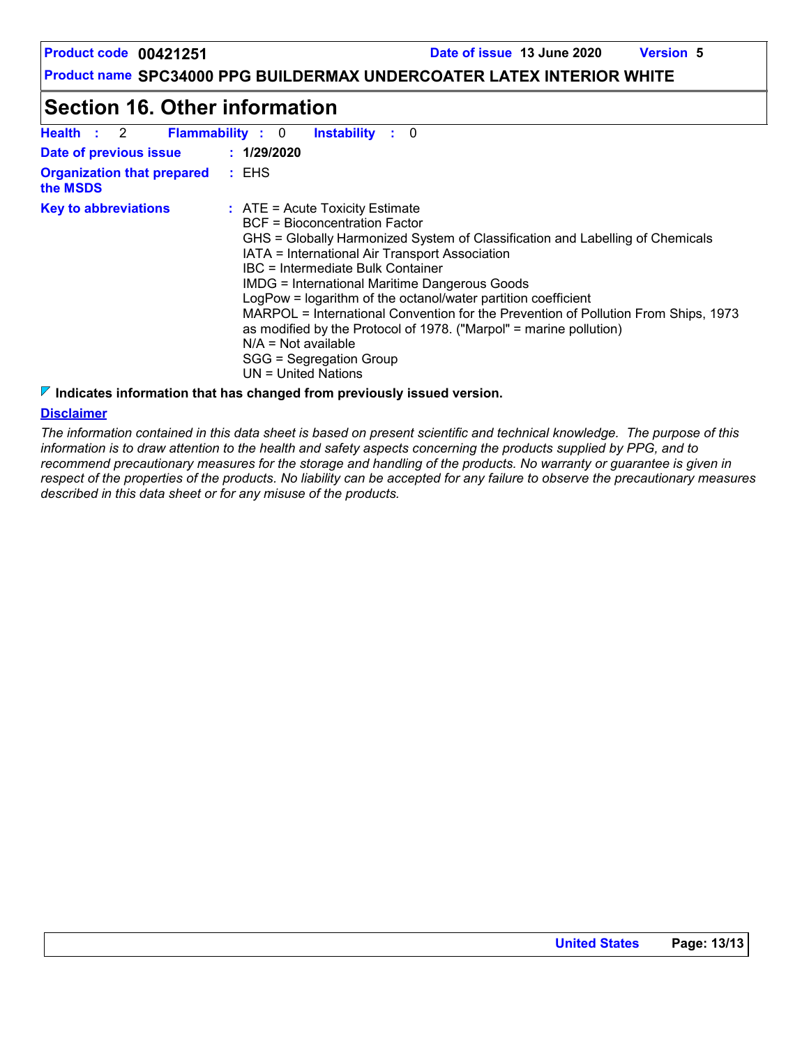## Section 16. Other information

**Health** : 2  **Flammability** : 0  **Instability** : 0

**Date of previous issue** : **1/29/2020**

**Organization that prepared the MSDS** : EHS

**Key to abbreviations** : ATE = Acute Toxicity Estimate
BCF = Bioconcentration Factor
GHS = Globally Harmonized System of Classification and Labelling of Chemicals
IATA = International Air Transport Association
IBC = Intermediate Bulk Container
IMDG = International Maritime Dangerous Goods
LogPow = logarithm of the octanol/water partition coefficient
MARPOL = International Convention for the Prevention of Pollution From Ships, 1973 as modified by the Protocol of 1978. ("Marpol" = marine pollution)
N/A = Not available
SGG = Segregation Group
UN = United Nations

**Indicates information that has changed from previously issued version.**

**Disclaimer**

*The information contained in this data sheet is based on present scientific and technical knowledge. The purpose of this information is to draw attention to the health and safety aspects concerning the products supplied by PPG, and to recommend precautionary measures for the storage and handling of the products. No warranty or guarantee is given in respect of the properties of the products. No liability can be accepted for any failure to observe the precautionary measures described in this data sheet or for any misuse of the products.*